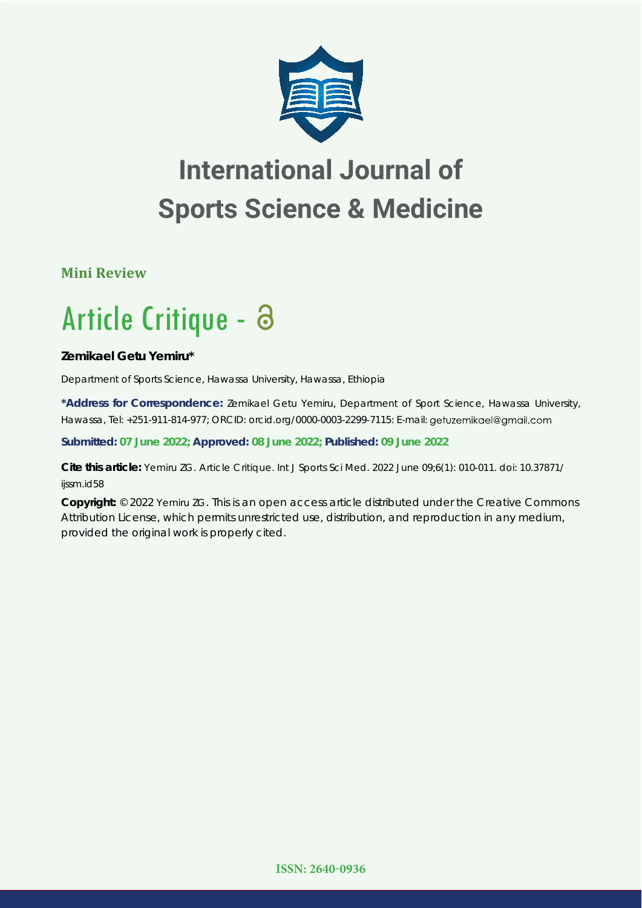# International Journal of Sports Science & Medicine

**Mini Review**

# Article Critique -

**Zemikael Getu Yemiru***

Department of Sports Science, Hawassa University, Hawassa, Ethiopia

**\*Address for Correspondence:** Zemikael Getu Yemiru, Department of Sport Science, Hawassa University, Hawassa, Tel: +251-911-814-977; ORCID: orcid.org/0000-0003-2299-7115: E-mail: getuzemikael@gmail.com

**Submitted: 07 June 2022; Approved: 08 June 2022; Published: 09 June 2022**

**Cite this article:** Yemiru ZG. Article Critique. Int J Sports Sci Med. 2022 June 09;6(1): 010-011. doi: 10.37871/ijssm.id58

**Copyright:** © 2022 Yemiru ZG. This is an open access article distributed under the Creative Commons Attribution License, which permits unrestricted use, distribution, and reproduction in any medium, provided the original work is properly cited.

ISSN: 2640-0936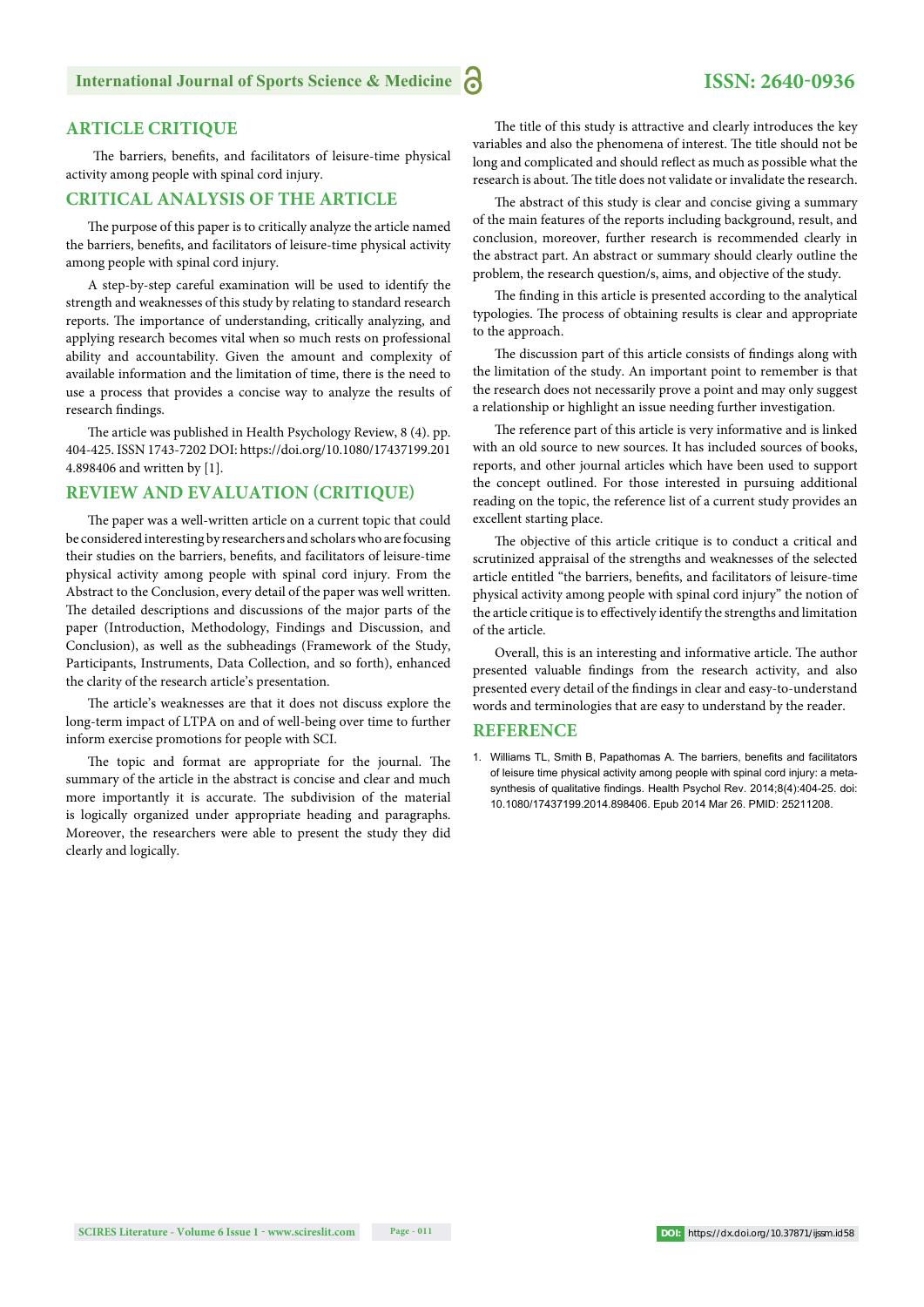## ARTICLE CRITIQUE

The barriers, benefits, and facilitators of leisure-time physical activity among people with spinal cord injury.

## CRITICAL ANALYSIS OF THE ARTICLE

The purpose of this paper is to critically analyze the article named the barriers, benefits, and facilitators of leisure-time physical activity among people with spinal cord injury.

A step-by-step careful examination will be used to identify the strength and weaknesses of this study by relating to standard research reports. The importance of understanding, critically analyzing, and applying research becomes vital when so much rests on professional ability and accountability. Given the amount and complexity of available information and the limitation of time, there is the need to use a process that provides a concise way to analyze the results of research findings.

The article was published in Health Psychology Review, 8 (4). pp. 404-425. ISSN 1743-7202 DOI: https://doi.org/10.1080/17437199.2014.898406 and written by [1].

## REVIEW AND EVALUATION (CRITIQUE)

The paper was a well-written article on a current topic that could be considered interesting by researchers and scholars who are focusing their studies on the barriers, benefits, and facilitators of leisure-time physical activity among people with spinal cord injury. From the Abstract to the Conclusion, every detail of the paper was well written. The detailed descriptions and discussions of the major parts of the paper (Introduction, Methodology, Findings and Discussion, and Conclusion), as well as the subheadings (Framework of the Study, Participants, Instruments, Data Collection, and so forth), enhanced the clarity of the research article's presentation.

The article's weaknesses are that it does not discuss explore the long-term impact of LTPA on and of well-being over time to further inform exercise promotions for people with SCI.

The topic and format are appropriate for the journal. The summary of the article in the abstract is concise and clear and much more importantly it is accurate. The subdivision of the material is logically organized under appropriate heading and paragraphs. Moreover, the researchers were able to present the study they did clearly and logically.

The title of this study is attractive and clearly introduces the key variables and also the phenomena of interest. The title should not be long and complicated and should reflect as much as possible what the research is about. The title does not validate or invalidate the research.

The abstract of this study is clear and concise giving a summary of the main features of the reports including background, result, and conclusion, moreover, further research is recommended clearly in the abstract part. An abstract or summary should clearly outline the problem, the research question/s, aims, and objective of the study.

The finding in this article is presented according to the analytical typologies. The process of obtaining results is clear and appropriate to the approach.

The discussion part of this article consists of findings along with the limitation of the study. An important point to remember is that the research does not necessarily prove a point and may only suggest a relationship or highlight an issue needing further investigation.

The reference part of this article is very informative and is linked with an old source to new sources. It has included sources of books, reports, and other journal articles which have been used to support the concept outlined. For those interested in pursuing additional reading on the topic, the reference list of a current study provides an excellent starting place.

The objective of this article critique is to conduct a critical and scrutinized appraisal of the strengths and weaknesses of the selected article entitled "the barriers, benefits, and facilitators of leisure-time physical activity among people with spinal cord injury" the notion of the article critique is to effectively identify the strengths and limitation of the article.

Overall, this is an interesting and informative article. The author presented valuable findings from the research activity, and also presented every detail of the findings in clear and easy-to-understand words and terminologies that are easy to understand by the reader.

## REFERENCE

1. Williams TL, Smith B, Papathomas A. The barriers, benefits and facilitators of leisure time physical activity among people with spinal cord injury: a meta-synthesis of qualitative findings. Health Psychol Rev. 2014;8(4):404-25. doi: 10.1080/17437199.2014.898406. Epub 2014 Mar 26. PMID: 25211208.